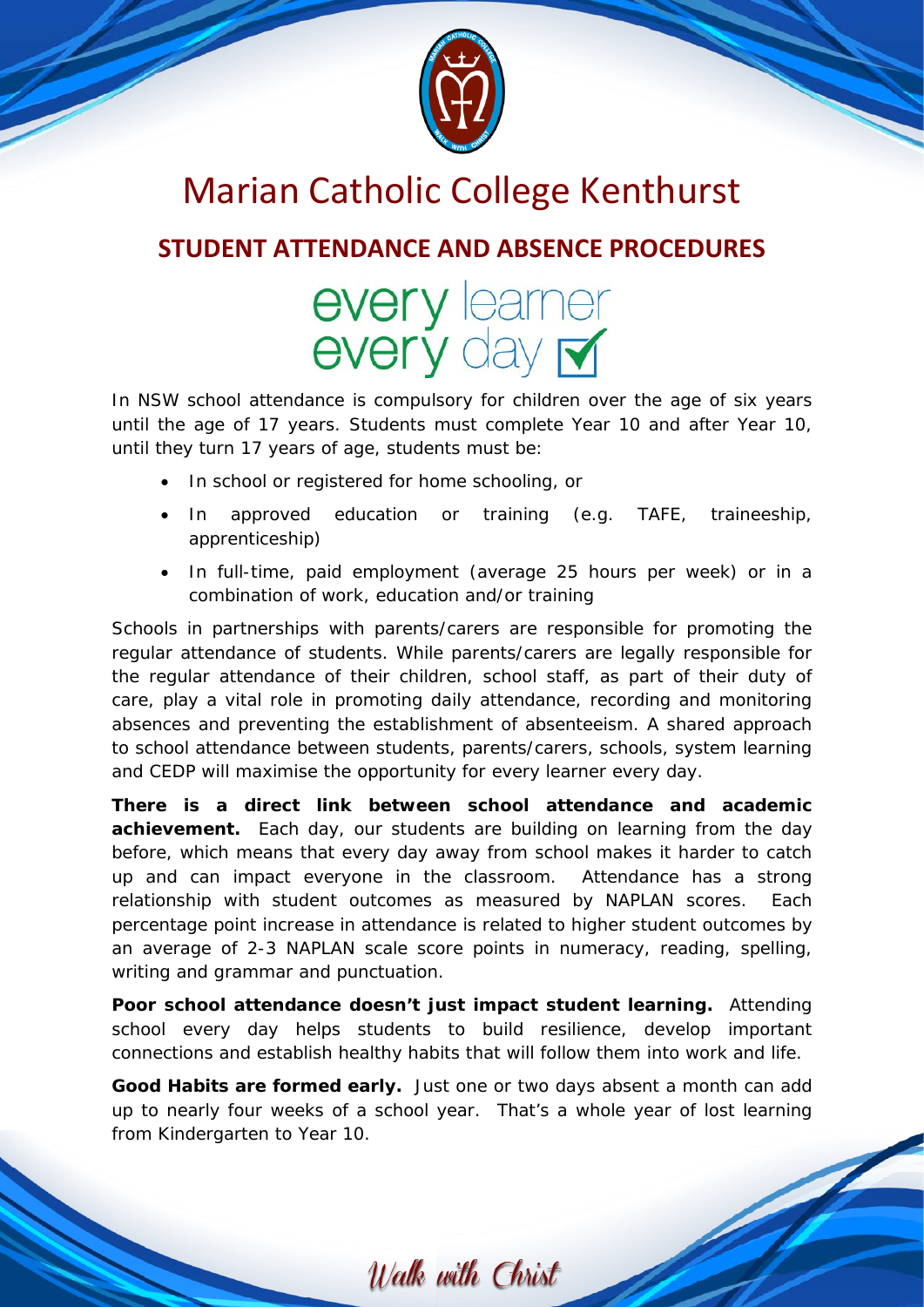# Marian Catholic College Kenthurst

## STUDENT ATTENDANCE AND ABSENCE PROCEDURES

every learner
every day

In NSW school attendance is compulsory for children over the age of six years until the age of 17 years. Students must complete Year 10 and after Year 10, until they turn 17 years of age, students must be:

- In school or registered for home schooling, or
- In approved education or training (e.g. TAFE, traineeship, apprenticeship)
- In full-time, paid employment (average 25 hours per week) or in a combination of work, education and/or training

Schools in partnerships with parents/carers are responsible for promoting the regular attendance of students. While parents/carers are legally responsible for the regular attendance of their children, school staff, as part of their duty of care, play a vital role in promoting daily attendance, recording and monitoring absences and preventing the establishment of absenteeism. A shared approach to school attendance between students, parents/carers, schools, system learning and CEDP will maximise the opportunity for every learner every day.

**There is a direct link between school attendance and academic achievement.** Each day, our students are building on learning from the day before, which means that every day away from school makes it harder to catch up and can impact everyone in the classroom. Attendance has a strong relationship with student outcomes as measured by NAPLAN scores. Each percentage point increase in attendance is related to higher student outcomes by an average of 2-3 NAPLAN scale score points in numeracy, reading, spelling, writing and grammar and punctuation.

**Poor school attendance doesn't just impact student learning.** Attending school every day helps students to build resilience, develop important connections and establish healthy habits that will follow them into work and life.

**Good Habits are formed early.** Just one or two days absent a month can add up to nearly four weeks of a school year. That's a whole year of lost learning from Kindergarten to Year 10.

*Walk with Christ*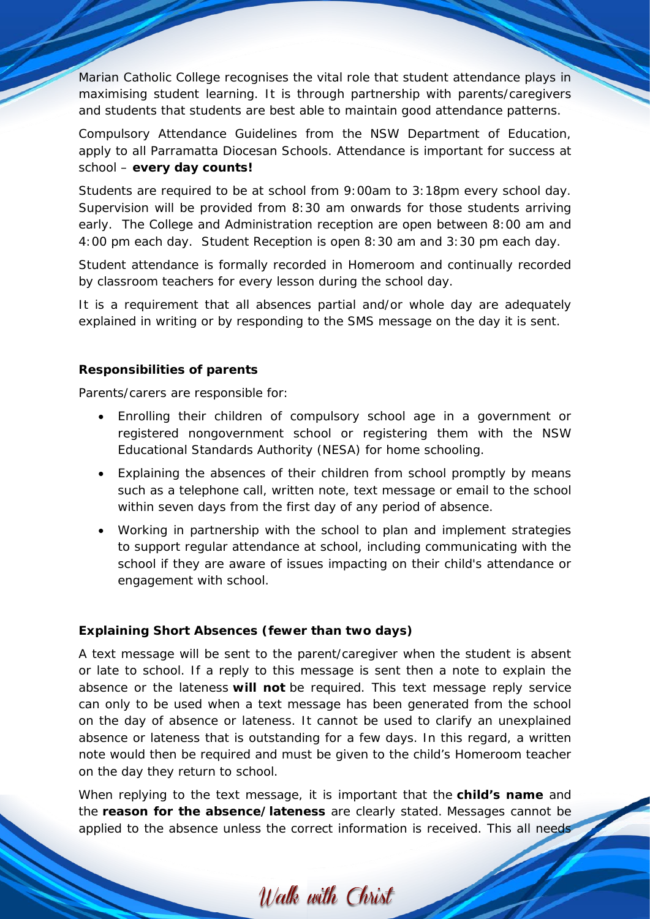Marian Catholic College recognises the vital role that student attendance plays in maximising student learning. It is through partnership with parents/caregivers and students that students are best able to maintain good attendance patterns.

Compulsory Attendance Guidelines from the NSW Department of Education, apply to all Parramatta Diocesan Schools. Attendance is important for success at school – **every day counts!**

Students are required to be at school from 9:00am to 3:18pm every school day. Supervision will be provided from 8:30 am onwards for those students arriving early. The College and Administration reception are open between 8:00 am and 4:00 pm each day. Student Reception is open 8:30 am and 3:30 pm each day.

Student attendance is formally recorded in Homeroom and continually recorded by classroom teachers for every lesson during the school day.

It is a requirement that all absences partial and/or whole day are adequately explained in writing or by responding to the SMS message on the day it is sent.

**Responsibilities of parents**

Parents/carers are responsible for:

- Enrolling their children of compulsory school age in a government or registered nongovernment school or registering them with the NSW Educational Standards Authority (NESA) for home schooling.
- Explaining the absences of their children from school promptly by means such as a telephone call, written note, text message or email to the school within seven days from the first day of any period of absence.
- Working in partnership with the school to plan and implement strategies to support regular attendance at school, including communicating with the school if they are aware of issues impacting on their child's attendance or engagement with school.

**Explaining Short Absences (fewer than two days)**

A text message will be sent to the parent/caregiver when the student is absent or late to school. If a reply to this message is sent then a note to explain the absence or the lateness **will not** be required. This text message reply service can only to be used when a text message has been generated from the school on the day of absence or lateness. It cannot be used to clarify an unexplained absence or lateness that is outstanding for a few days. In this regard, a written note would then be required and must be given to the child's Homeroom teacher on the day they return to school.

When replying to the text message, it is important that the **child's name** and the **reason for the absence/lateness** are clearly stated. Messages cannot be applied to the absence unless the correct information is received. This all needs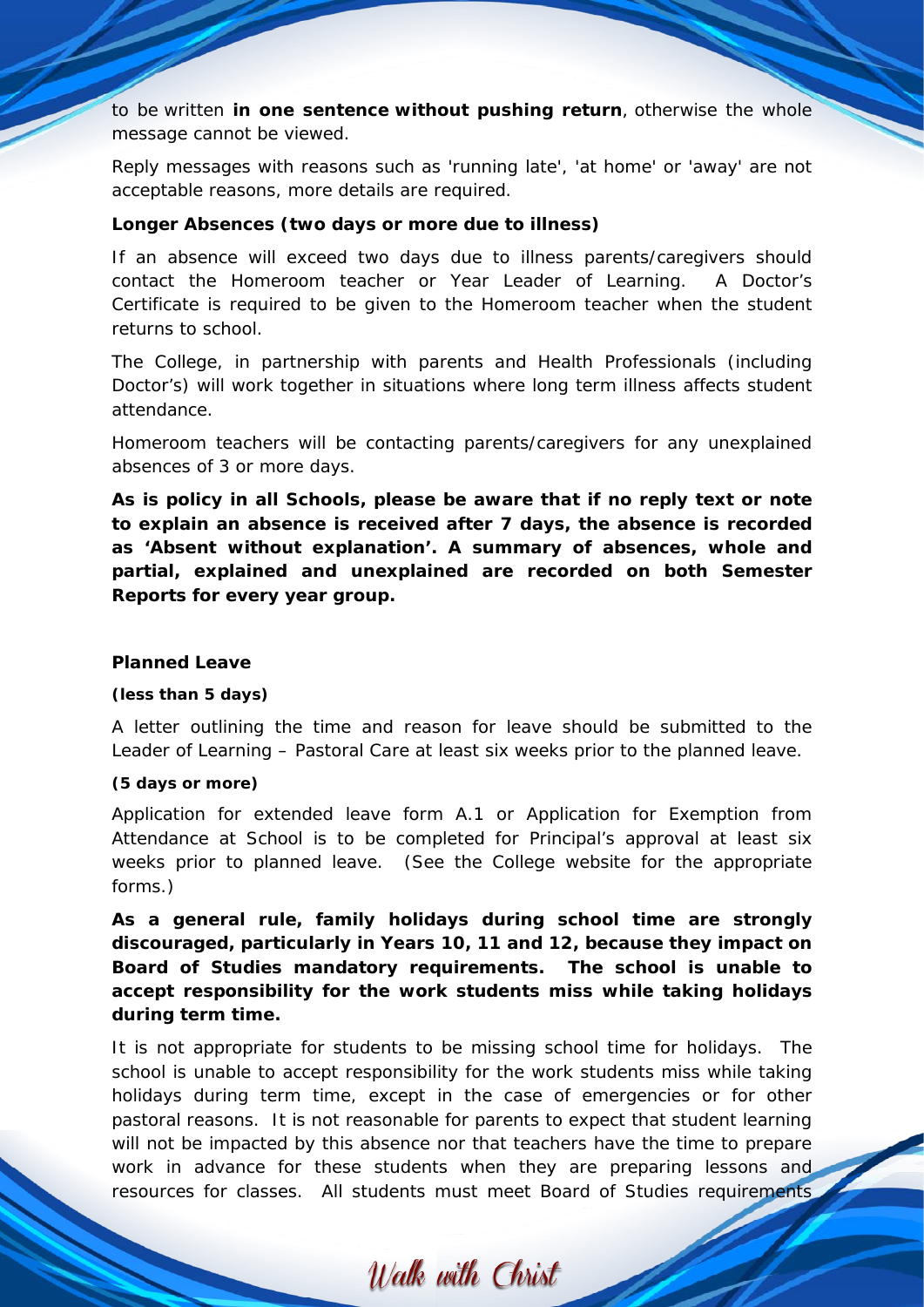to be written **in one sentence without pushing return**, otherwise the whole message cannot be viewed.

Reply messages with reasons such as 'running late', 'at home' or 'away' are not acceptable reasons, more details are required.

**Longer Absences (two days or more due to illness)**

If an absence will exceed two days due to illness parents/caregivers should contact the Homeroom teacher or Year Leader of Learning. A Doctor's Certificate is required to be given to the Homeroom teacher when the student returns to school.

The College, in partnership with parents and Health Professionals (including Doctor's) will work together in situations where long term illness affects student attendance.

Homeroom teachers will be contacting parents/caregivers for any unexplained absences of 3 or more days.

**As is policy in all Schools, please be aware that if no reply text or note to explain an absence is received after 7 days, the absence is recorded as 'Absent without explanation'. A summary of absences, whole and partial, explained and unexplained are recorded on both Semester Reports for every year group.**

**Planned Leave**

**(less than 5 days)**

A letter outlining the time and reason for leave should be submitted to the Leader of Learning – Pastoral Care at least six weeks prior to the planned leave.

**(5 days or more)**

Application for extended leave form A.1 or Application for Exemption from Attendance at School is to be completed for Principal's approval at least six weeks prior to planned leave. (See the College website for the appropriate forms.)

**As a general rule, family holidays during school time are strongly discouraged, particularly in Years 10, 11 and 12, because they impact on Board of Studies mandatory requirements. The school is unable to accept responsibility for the work students miss while taking holidays during term time.**

It is not appropriate for students to be missing school time for holidays. The school is unable to accept responsibility for the work students miss while taking holidays during term time, except in the case of emergencies or for other pastoral reasons. It is not reasonable for parents to expect that student learning will not be impacted by this absence nor that teachers have the time to prepare work in advance for these students when they are preparing lessons and resources for classes. All students must meet Board of Studies requirements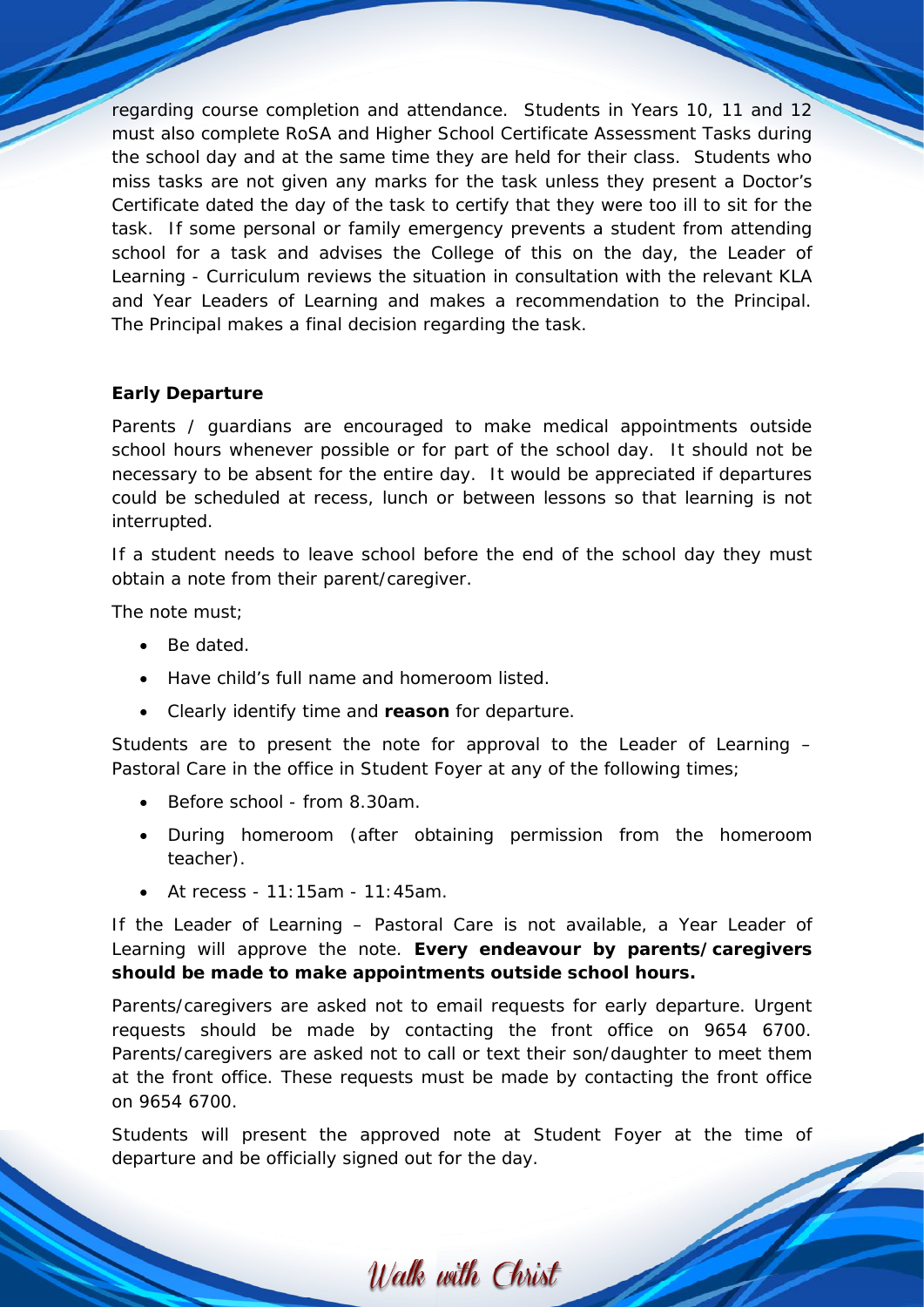regarding course completion and attendance. Students in Years 10, 11 and 12 must also complete RoSA and Higher School Certificate Assessment Tasks during the school day and at the same time they are held for their class. Students who miss tasks are not given any marks for the task unless they present a Doctor's Certificate dated the day of the task to certify that they were too ill to sit for the task. If some personal or family emergency prevents a student from attending school for a task and advises the College of this on the day, the Leader of Learning - Curriculum reviews the situation in consultation with the relevant KLA and Year Leaders of Learning and makes a recommendation to the Principal. The Principal makes a final decision regarding the task.

**Early Departure**

Parents / guardians are encouraged to make medical appointments outside school hours whenever possible or for part of the school day. It should not be necessary to be absent for the entire day. It would be appreciated if departures could be scheduled at recess, lunch or between lessons so that learning is not interrupted.

If a student needs to leave school before the end of the school day they must obtain a note from their parent/caregiver.

The note must;

- Be dated.
- Have child's full name and homeroom listed.
- Clearly identify time and **reason** for departure.

Students are to present the note for approval to the Leader of Learning – Pastoral Care in the office in Student Foyer at any of the following times;

- Before school - from 8.30am.
- During homeroom (after obtaining permission from the homeroom teacher).
- At recess - 11:15am - 11:45am.

If the Leader of Learning – Pastoral Care is not available, a Year Leader of Learning will approve the note. **Every endeavour by parents/caregivers should be made to make appointments outside school hours.**

Parents/caregivers are asked not to email requests for early departure. Urgent requests should be made by contacting the front office on 9654 6700. Parents/caregivers are asked not to call or text their son/daughter to meet them at the front office. These requests must be made by contacting the front office on 9654 6700.

Students will present the approved note at Student Foyer at the time of departure and be officially signed out for the day.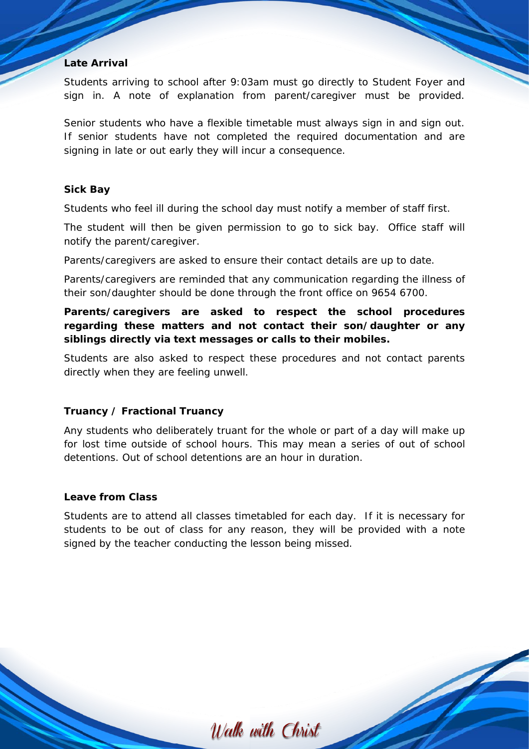### Late Arrival

Students arriving to school after 9:03am must go directly to Student Foyer and sign in. A note of explanation from parent/caregiver must be provided.

Senior students who have a flexible timetable must always sign in and sign out. If senior students have not completed the required documentation and are signing in late or out early they will incur a consequence.

### Sick Bay

Students who feel ill during the school day must notify a member of staff first.

The student will then be given permission to go to sick bay. Office staff will notify the parent/caregiver.

Parents/caregivers are asked to ensure their contact details are up to date.

Parents/caregivers are reminded that any communication regarding the illness of their son/daughter should be done through the front office on 9654 6700.

**Parents/caregivers are asked to respect the school procedures regarding these matters and not contact their son/daughter or any siblings directly via text messages or calls to their mobiles.**

Students are also asked to respect these procedures and not contact parents directly when they are feeling unwell.

### Truancy / Fractional Truancy

Any students who deliberately truant for the whole or part of a day will make up for lost time outside of school hours. This may mean a series of out of school detentions. Out of school detentions are an hour in duration.

### Leave from Class

Students are to attend all classes timetabled for each day. If it is necessary for students to be out of class for any reason, they will be provided with a note signed by the teacher conducting the lesson being missed.